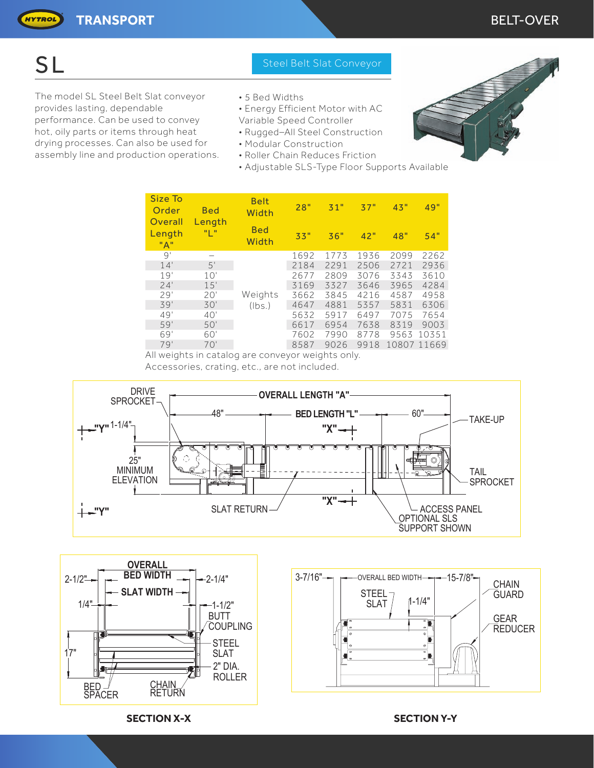# SL

**Steel Belt Slat Conveyor**

The model SL Steel Belt Slat conveyor provides lasting, dependable performance. Can be used to convey hot, oily parts or items through heat drying processes. Can also be used for assembly line and production operations.

- 5 Bed Widths
- Energy Efficient Motor with AC Variable Speed Controller
- Rugged–All Steel Construction
- Modular Construction
- Roller Chain Reduces Friction
- Adjustable SLS-Type Floor Supports Available

| Size To Order Overall Length "A" | Bed Length "L" | Belt Width | 28" | 31" | 37" | 43" | 49" |
|---|---|---|---|---|---|---|---|
| | | Bed Width | 33" | 36" | 42" | 48" | 54" |
| 9' | – | Weights (lbs.) | 1692 | 1773 | 1936 | 2099 | 2262 |
| 14' | 5' | | 2184 | 2291 | 2506 | 2721 | 2936 |
| 19' | 10' | | 2677 | 2809 | 3076 | 3343 | 3610 |
| 24' | 15' | | 3169 | 3327 | 3646 | 3965 | 4284 |
| 29' | 20' | | 3662 | 3845 | 4216 | 4587 | 4958 |
| 39' | 30' | | 4647 | 4881 | 5357 | 5831 | 6306 |
| 49' | 40' | | 5632 | 5917 | 6497 | 7075 | 7654 |
| 59' | 50' | | 6617 | 6954 | 7638 | 8319 | 9003 |
| 69' | 60' | | 7602 | 7990 | 8778 | 9563 | 10351 |
| 79' | 70' | | 8587 | 9026 | 9918 | 10807 | 11669 |

All weights in catalog are conveyor weights only.
Accessories, crating, etc., are not included.

DRIVE SPROCKET — OVERALL LENGTH "A" — 48" — BED LENGTH "L" — 60" — TAKE-UP — "Y" 1-1/4" — "X" — 25" MINIMUM ELEVATION — TAIL SPROCKET — "Y" — SLAT RETURN — "X" — ACCESS PANEL — OPTIONAL SLS SUPPORT SHOWN

OVERALL BED WIDTH — 2-1/2" — 2-1/4" — SLAT WIDTH — 1/4" — 1-1/2" BUTT COUPLING — 17" — STEEL SLAT — 2" DIA. ROLLER — BED SPACER — CHAIN RETURN

**SECTION X-X**

3-7/16" — OVERALL BED WIDTH — 15-7/8" — CHAIN GUARD — STEEL SLAT — 1-1/4" — GEAR REDUCER

**SECTION Y-Y**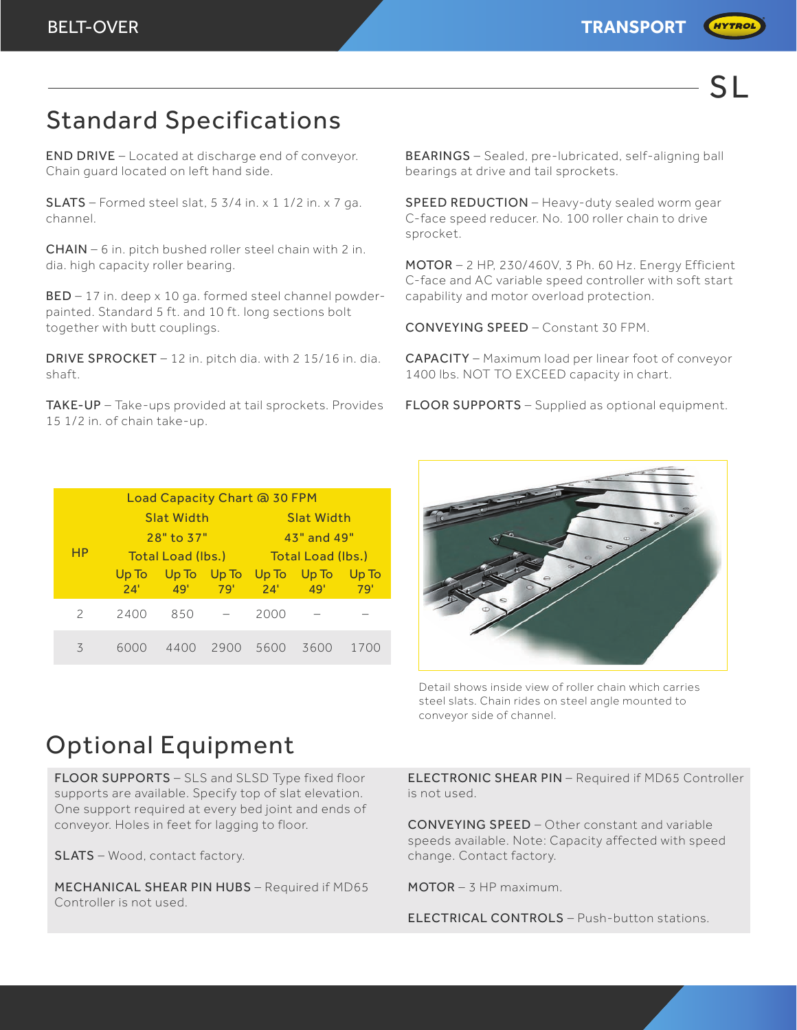# SL

## Standard Specifications

**END DRIVE** – Located at discharge end of conveyor. Chain guard located on left hand side.

**SLATS** – Formed steel slat, 5 3/4 in. x 1 1/2 in. x 7 ga. channel.

**CHAIN** – 6 in. pitch bushed roller steel chain with 2 in. dia. high capacity roller bearing.

**BED** – 17 in. deep x 10 ga. formed steel channel powder-painted. Standard 5 ft. and 10 ft. long sections bolt together with butt couplings.

**DRIVE SPROCKET** – 12 in. pitch dia. with 2 15/16 in. dia. shaft.

**TAKE-UP** – Take-ups provided at tail sprockets. Provides 15 1/2 in. of chain take-up.

**BEARINGS** – Sealed, pre-lubricated, self-aligning ball bearings at drive and tail sprockets.

**SPEED REDUCTION** – Heavy-duty sealed worm gear C-face speed reducer. No. 100 roller chain to drive sprocket.

**MOTOR** – 2 HP, 230/460V, 3 Ph. 60 Hz. Energy Efficient C-face and AC variable speed controller with soft start capability and motor overload protection.

**CONVEYING SPEED** – Constant 30 FPM.

**CAPACITY** – Maximum load per linear foot of conveyor 1400 lbs. NOT TO EXCEED capacity in chart.

**FLOOR SUPPORTS** – Supplied as optional equipment.

| HP | Load Capacity Chart @ 30 FPM | | | | | |
|---|---|---|---|---|---|---|
| | Slat Width 28" to 37" Total Load (lbs.) | | | Slat Width 43" and 49" Total Load (lbs.) | | |
| | Up To 24' | Up To 49' | Up To 79' | Up To 24' | Up To 49' | Up To 79' |
| 2 | 2400 | 850 | – | 2000 | – | – |
| 3 | 6000 | 4400 | 2900 | 5600 | 3600 | 1700 |

Detail shows inside view of roller chain which carries steel slats. Chain rides on steel angle mounted to conveyor side of channel.

## Optional Equipment

**FLOOR SUPPORTS** – SLS and SLSD Type fixed floor supports are available. Specify top of slat elevation. One support required at every bed joint and ends of conveyor. Holes in feet for lagging to floor.

**SLATS** – Wood, contact factory.

**MECHANICAL SHEAR PIN HUBS** – Required if MD65 Controller is not used.

**ELECTRONIC SHEAR PIN** – Required if MD65 Controller is not used.

**CONVEYING SPEED** – Other constant and variable speeds available. Note: Capacity affected with speed change. Contact factory.

**MOTOR** – 3 HP maximum.

**ELECTRICAL CONTROLS** – Push-button stations.